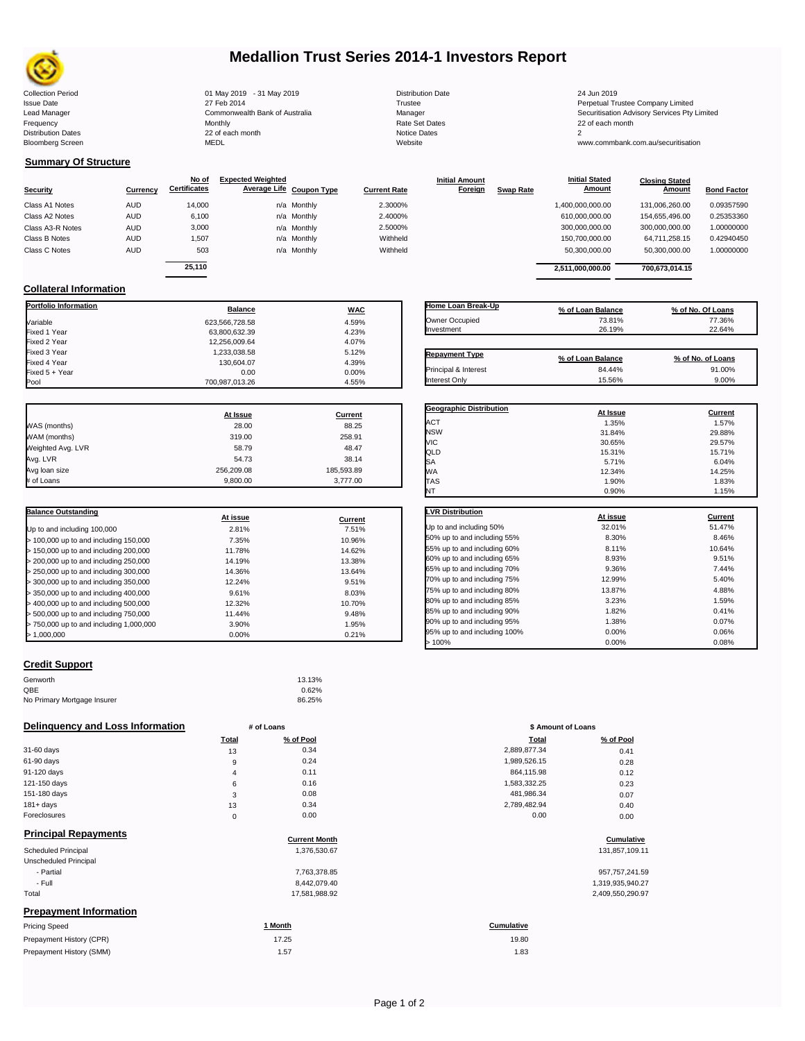# Medallion Trust Series 2014-1 Investors Report

| | | | |
|---|---|---|---|
| Collection Period | 01 May 2019 - 31 May 2019 | Distribution Date | 24 Jun 2019 |
| Issue Date | 27 Feb 2014 | Trustee | Perpetual Trustee Company Limited |
| Lead Manager | Commonwealth Bank of Australia | Manager | Securitisation Advisory Services Pty Limited |
| Frequency | Monthly | Rate Set Dates | 22 of each month |
| Distribution Dates | 22 of each month | Notice Dates | 2 |
| Bloomberg Screen | MEDL | Website | www.commbank.com.au/securitisation |

## Summary Of Structure

| Security | Currency | No of Certificates | Expected Weighted Average Life | Coupon Type | Current Rate | Initial Amount Foreign | Swap Rate | Initial Stated Amount | Closing Stated Amount | Bond Factor |
|---|---|---|---|---|---|---|---|---|---|---|
| Class A1 Notes | AUD | 14,000 | n/a | Monthly | 2.3000% | | | 1,400,000,000.00 | 131,006,260.00 | 0.09357590 |
| Class A2 Notes | AUD | 6,100 | n/a | Monthly | 2.4000% | | | 610,000,000.00 | 154,655,496.00 | 0.25353360 |
| Class A3-R Notes | AUD | 3,000 | n/a | Monthly | 2.5000% | | | 300,000,000.00 | 300,000,000.00 | 1.00000000 |
| Class B Notes | AUD | 1,507 | n/a | Monthly | Withheld | | | 150,700,000.00 | 64,711,258.15 | 0.42940450 |
| Class C Notes | AUD | 503 | n/a | Monthly | Withheld | | | 50,300,000.00 | 50,300,000.00 | 1.00000000 |
| | | 25,110 | | | | | | 2,511,000,000.00 | 700,673,014.15 | |

## Collateral Information

| Portfolio Information | Balance | WAC |
|---|---|---|
| Variable | 623,566,728.58 | 4.59% |
| Fixed 1 Year | 63,800,632.39 | 4.23% |
| Fixed 2 Year | 12,256,009.64 | 4.07% |
| Fixed 3 Year | 1,233,038.58 | 5.12% |
| Fixed 4 Year | 130,604.07 | 4.39% |
| Fixed 5 + Year | 0.00 | 0.00% |
| Pool | 700,987,013.26 | 4.55% |

| Home Loan Break-Up | % of Loan Balance | % of No. Of Loans |
|---|---|---|
| Owner Occupied | 73.81% | 77.36% |
| Investment | 26.19% | 22.64% |

| Repayment Type | % of Loan Balance | % of No. of Loans |
|---|---|---|
| Principal & Interest | 84.44% | 91.00% |
| Interest Only | 15.56% | 9.00% |

| | At Issue | Current |
|---|---|---|
| WAS (months) | 28.00 | 88.25 |
| WAM (months) | 319.00 | 258.91 |
| Weighted Avg. LVR | 58.79 | 48.47 |
| Avg. LVR | 54.73 | 38.14 |
| Avg loan size | 256,209.08 | 185,593.89 |
| # of Loans | 9,800.00 | 3,777.00 |

| Geographic Distribution | At Issue | Current |
|---|---|---|
| ACT | 1.35% | 1.57% |
| NSW | 31.84% | 29.88% |
| VIC | 30.65% | 29.57% |
| QLD | 15.31% | 15.71% |
| SA | 5.71% | 6.04% |
| WA | 12.34% | 14.25% |
| TAS | 1.90% | 1.83% |
| NT | 0.90% | 1.15% |

| Balance Outstanding | At issue | Current |
|---|---|---|
| Up to and including 100,000 | 2.81% | 7.51% |
| > 100,000 up to and including 150,000 | 7.35% | 10.96% |
| > 150,000 up to and including 200,000 | 11.78% | 14.62% |
| > 200,000 up to and including 250,000 | 14.19% | 13.38% |
| > 250,000 up to and including 300,000 | 14.36% | 13.64% |
| > 300,000 up to and including 350,000 | 12.24% | 9.51% |
| > 350,000 up to and including 400,000 | 9.61% | 8.03% |
| > 400,000 up to and including 500,000 | 12.32% | 10.70% |
| > 500,000 up to and including 750,000 | 11.44% | 9.48% |
| > 750,000 up to and including 1,000,000 | 3.90% | 1.95% |
| > 1,000,000 | 0.00% | 0.21% |

| LVR Distribution | At issue | Current |
|---|---|---|
| Up to and including 50% | 32.01% | 51.47% |
| 50% up to and including 55% | 8.30% | 8.46% |
| 55% up to and including 60% | 8.11% | 10.64% |
| 60% up to and including 65% | 8.93% | 9.51% |
| 65% up to and including 70% | 9.36% | 7.44% |
| 70% up to and including 75% | 12.99% | 5.40% |
| 75% up to and including 80% | 13.87% | 4.88% |
| 80% up to and including 85% | 3.23% | 1.59% |
| 85% up to and including 90% | 1.82% | 0.41% |
| 90% up to and including 95% | 1.38% | 0.07% |
| 95% up to and including 100% | 0.00% | 0.06% |
| > 100% | 0.00% | 0.08% |

## Credit Support

| | |
|---|---|
| Genworth | 13.13% |
| QBE | 0.62% |
| No Primary Mortgage Insurer | 86.25% |

## Delinquency and Loss Information

| | # of Loans Total | # of Loans % of Pool | $ Amount of Loans Total | $ Amount of Loans % of Pool |
|---|---|---|---|---|
| 31-60 days | 13 | 0.34 | 2,889,877.34 | 0.41 |
| 61-90 days | 9 | 0.24 | 1,989,526.15 | 0.28 |
| 91-120 days | 4 | 0.11 | 864,115.98 | 0.12 |
| 121-150 days | 6 | 0.16 | 1,583,332.25 | 0.23 |
| 151-180 days | 3 | 0.08 | 481,986.34 | 0.07 |
| 181+ days | 13 | 0.34 | 2,789,482.94 | 0.40 |
| Foreclosures | 0 | 0.00 | 0.00 | 0.00 |

## Principal Repayments

| | Current Month | Cumulative |
|---|---|---|
| Scheduled Principal | 1,376,530.67 | 131,857,109.11 |
| Unscheduled Principal | | |
| - Partial | 7,763,378.85 | 957,757,241.59 |
| - Full | 8,442,079.40 | 1,319,935,940.27 |
| Total | 17,581,988.92 | 2,409,550,290.97 |

## Prepayment Information

| Pricing Speed | 1 Month | Cumulative |
|---|---|---|
| Prepayment History (CPR) | 17.25 | 19.80 |
| Prepayment History (SMM) | 1.57 | 1.83 |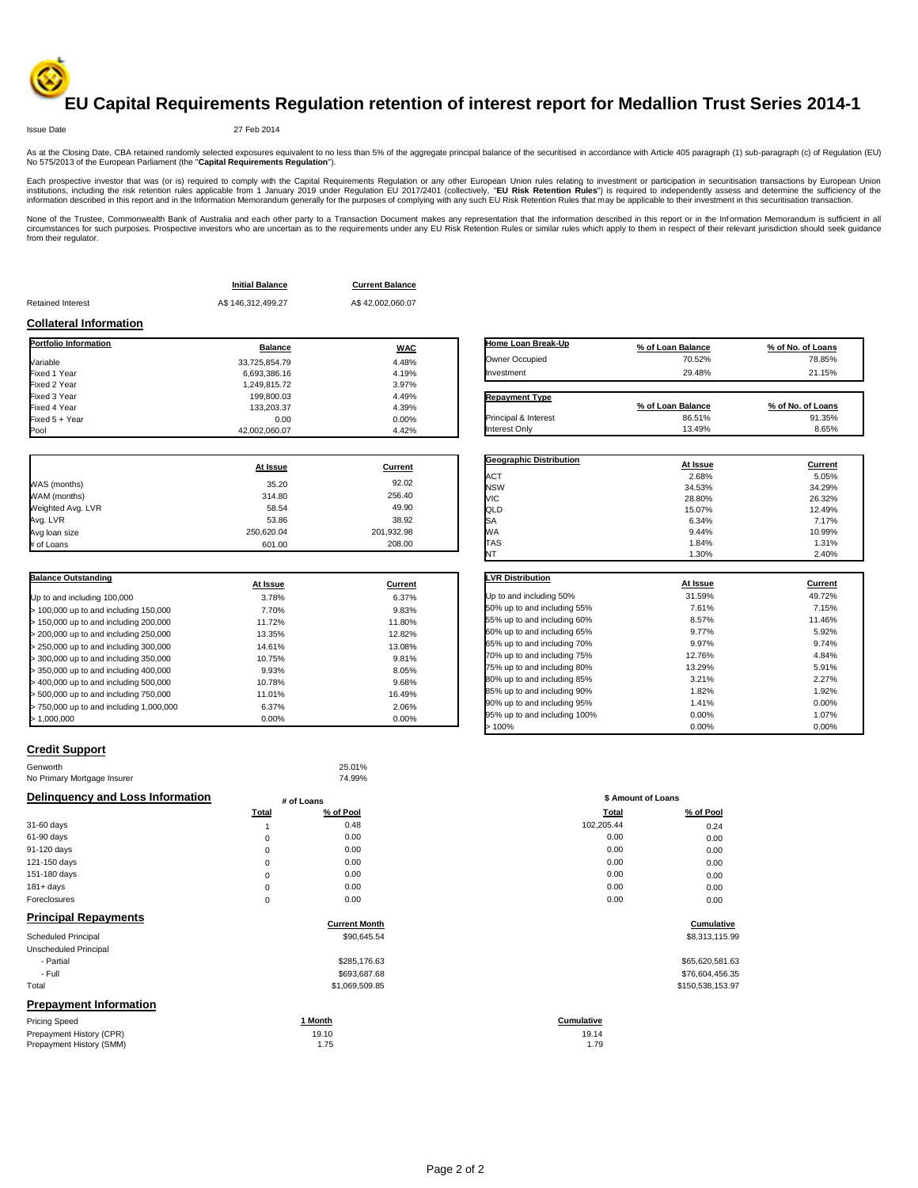# EU Capital Requirements Regulation retention of interest report for Medallion Trust Series 2014-1

Issue Date 27 Feb 2014

As at the Closing Date, CBA retained randomly selected exposures equivalent to no less than 5% of the aggregate principal balance of the securitised in accordance with Article 405 paragraph (1) sub-paragraph (c) of Regulation (EU) No 575/2013 of the European Parliament (the "**Capital Requirements Regulation**").

Each prospective investor that was (or is) required to comply with the Capital Requirements Regulation or any other European Union rules relating to investment or participation in securitisation transactions by European Union institutions, including the risk retention rules applicable from 1 January 2019 under Regulation EU 2017/2401 (collectively, "**EU Risk Retention Rules**") is required to independently assess and determine the sufficiency of the information described in this report and in the Information Memorandum generally for the purposes of complying with any such EU Risk Retention Rules that may be applicable to their investment in this securitisation transaction.

None of the Trustee, Commonwealth Bank of Australia and each other party to a Transaction Document makes any representation that the information described in this report or in the Information Memorandum is sufficient in all circumstances for such purposes. Prospective investors who are uncertain as to the requirements under any EU Risk Retention Rules or similar rules which apply to them in respect of their relevant jurisdiction should seek guidance from their regulator.

| | Initial Balance | Current Balance |
|---|---|---|
| Retained Interest | A$ 146,312,499.27 | A$ 42,002,060.07 |

## Collateral Information

| Portfolio Information | Balance | WAC |
|---|---|---|
| Variable | 33,725,854.79 | 4.48% |
| Fixed 1 Year | 6,693,386.16 | 4.19% |
| Fixed 2 Year | 1,249,815.72 | 3.97% |
| Fixed 3 Year | 199,800.03 | 4.49% |
| Fixed 4 Year | 133,203.37 | 4.39% |
| Fixed 5 + Year | 0.00 | 0.00% |
| Pool | 42,002,060.07 | 4.42% |

| Home Loan Break-Up | % of Loan Balance | % of No. of Loans |
|---|---|---|
| Owner Occupied | 70.52% | 78.85% |
| Investment | 29.48% | 21.15% |

| Repayment Type | % of Loan Balance | % of No. of Loans |
|---|---|---|
| Principal & Interest | 86.51% | 91.35% |
| Interest Only | 13.49% | 8.65% |

| | At Issue | Current |
|---|---|---|
| WAS (months) | 35.20 | 92.02 |
| WAM (months) | 314.80 | 256.40 |
| Weighted Avg. LVR | 58.54 | 49.90 |
| Avg. LVR | 53.86 | 38.92 |
| Avg loan size | 250,620.04 | 201,932.98 |
| # of Loans | 601.00 | 208.00 |

| Geographic Distribution | At Issue | Current |
|---|---|---|
| ACT | 2.68% | 5.05% |
| NSW | 34.53% | 34.29% |
| VIC | 28.80% | 26.32% |
| QLD | 15.07% | 12.49% |
| SA | 6.34% | 7.17% |
| WA | 9.44% | 10.99% |
| TAS | 1.84% | 1.31% |
| NT | 1.30% | 2.40% |

| Balance Outstanding | At Issue | Current |
|---|---|---|
| Up to and including 100,000 | 3.78% | 6.37% |
| > 100,000 up to and including 150,000 | 7.70% | 9.83% |
| > 150,000 up to and including 200,000 | 11.72% | 11.80% |
| > 200,000 up to and including 250,000 | 13.35% | 12.82% |
| > 250,000 up to and including 300,000 | 14.61% | 13.08% |
| > 300,000 up to and including 350,000 | 10.75% | 9.81% |
| > 350,000 up to and including 400,000 | 9.93% | 8.05% |
| > 400,000 up to and including 500,000 | 10.78% | 9.68% |
| > 500,000 up to and including 750,000 | 11.01% | 16.49% |
| > 750,000 up to and including 1,000,000 | 6.37% | 2.06% |
| > 1,000,000 | 0.00% | 0.00% |

| LVR Distribution | At Issue | Current |
|---|---|---|
| Up to and including 50% | 31.59% | 49.72% |
| 50% up to and including 55% | 7.61% | 7.15% |
| 55% up to and including 60% | 8.57% | 11.46% |
| 60% up to and including 65% | 9.77% | 5.92% |
| 65% up to and including 70% | 9.97% | 9.74% |
| 70% up to and including 75% | 12.76% | 4.84% |
| 75% up to and including 80% | 13.29% | 5.91% |
| 80% up to and including 85% | 3.21% | 2.27% |
| 85% up to and including 90% | 1.82% | 1.92% |
| 90% up to and including 95% | 1.41% | 0.00% |
| 95% up to and including 100% | 0.00% | 1.07% |
| > 100% | 0.00% | 0.00% |

## Credit Support

| | |
|---|---|
| Genworth | 25.01% |
| No Primary Mortgage Insurer | 74.99% |

## Delinquency and Loss Information

| | # of Loans | | \$ Amount of Loans | |
|---|---|---|---|---|
| | Total | % of Pool | Total | % of Pool |
| 31-60 days | 1 | 0.48 | 102,205.44 | 0.24 |
| 61-90 days | 0 | 0.00 | 0.00 | 0.00 |
| 91-120 days | 0 | 0.00 | 0.00 | 0.00 |
| 121-150 days | 0 | 0.00 | 0.00 | 0.00 |
| 151-180 days | 0 | 0.00 | 0.00 | 0.00 |
| 181+ days | 0 | 0.00 | 0.00 | 0.00 |
| Foreclosures | 0 | 0.00 | 0.00 | 0.00 |

## Principal Repayments

| | Current Month | Cumulative |
|---|---|---|
| Scheduled Principal | \$90,645.54 | \$8,313,115.99 |
| Unscheduled Principal | | |
| - Partial | \$285,176.63 | \$65,620,581.63 |
| - Full | \$693,687.68 | \$76,604,456.35 |
| Total | \$1,069,509.85 | \$150,538,153.97 |

## Prepayment Information

| Pricing Speed | 1 Month | Cumulative |
|---|---|---|
| Prepayment History (CPR) | 19.10 | 19.14 |
| Prepayment History (SMM) | 1.75 | 1.79 |